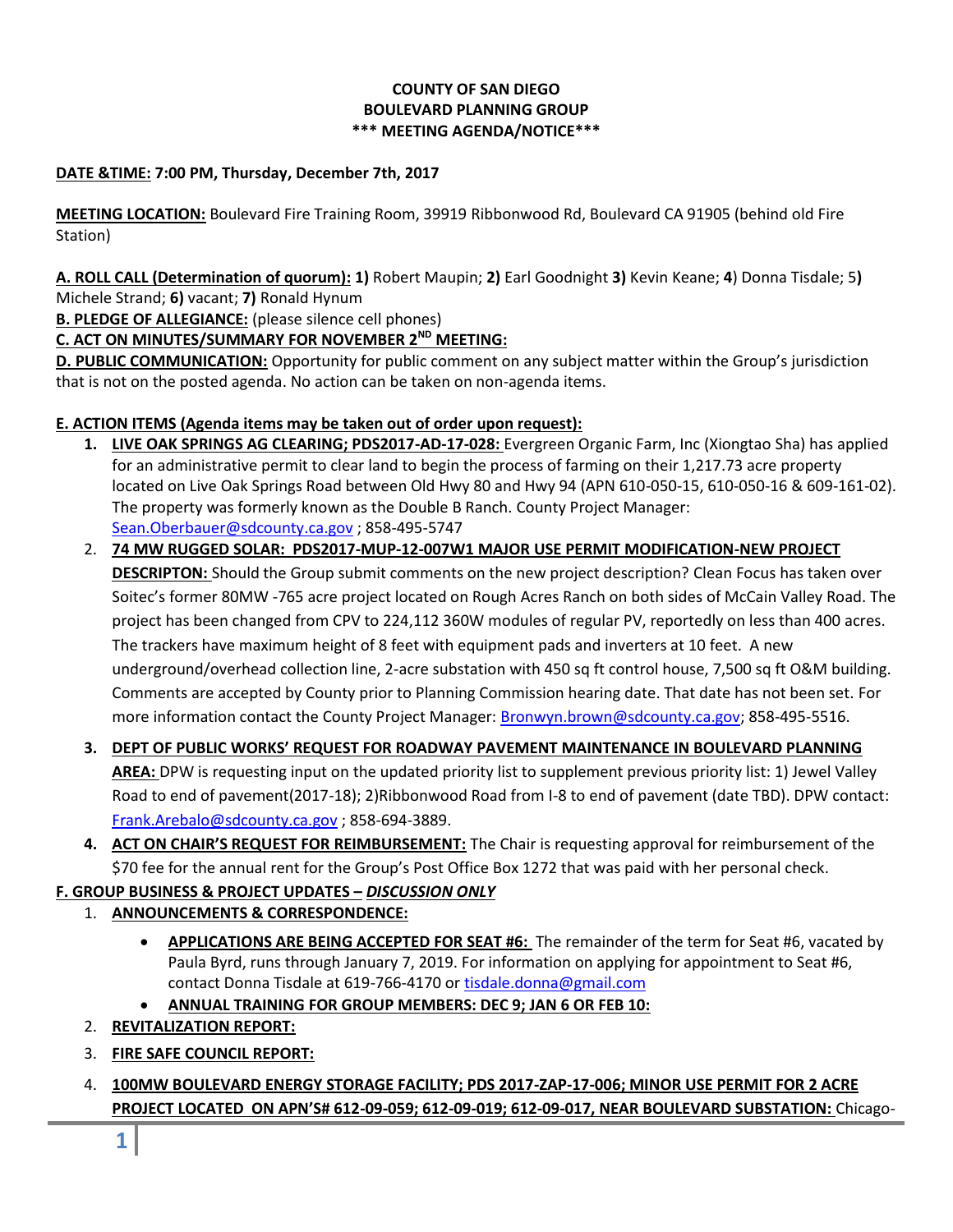**COUNTY OF SAN DIEGO**
**BOULEVARD PLANNING GROUP**
**\*\*\* MEETING AGENDA/NOTICE\*\*\***

**DATE &TIME: 7:00 PM, Thursday, December 7th, 2017**

**MEETING LOCATION:** Boulevard Fire Training Room, 39919 Ribbonwood Rd, Boulevard CA 91905 (behind old Fire Station)

**A. ROLL CALL (Determination of quorum): 1)** Robert Maupin; **2)** Earl Goodnight **3)** Kevin Keane; **4**) Donna Tisdale; 5**)** Michele Strand; **6)** vacant; **7)** Ronald Hynum

**B. PLEDGE OF ALLEGIANCE:** (please silence cell phones)

**C. ACT ON MINUTES/SUMMARY FOR NOVEMBER 2ND MEETING:**

**D. PUBLIC COMMUNICATION:** Opportunity for public comment on any subject matter within the Group's jurisdiction that is not on the posted agenda. No action can be taken on non-agenda items.

**E. ACTION ITEMS (Agenda items may be taken out of order upon request):**

1. **LIVE OAK SPRINGS AG CLEARING; PDS2017-AD-17-028:** Evergreen Organic Farm, Inc (Xiongtao Sha) has applied for an administrative permit to clear land to begin the process of farming on their 1,217.73 acre property located on Live Oak Springs Road between Old Hwy 80 and Hwy 94 (APN 610-050-15, 610-050-16 & 609-161-02). The property was formerly known as the Double B Ranch. County Project Manager: Sean.Oberbauer@sdcounty.ca.gov ; 858-495-5747
2. **74 MW RUGGED SOLAR: PDS2017-MUP-12-007W1 MAJOR USE PERMIT MODIFICATION-NEW PROJECT DESCRIPTON:** Should the Group submit comments on the new project description? Clean Focus has taken over Soitec's former 80MW -765 acre project located on Rough Acres Ranch on both sides of McCain Valley Road. The project has been changed from CPV to 224,112 360W modules of regular PV, reportedly on less than 400 acres. The trackers have maximum height of 8 feet with equipment pads and inverters at 10 feet. A new underground/overhead collection line, 2-acre substation with 450 sq ft control house, 7,500 sq ft O&M building. Comments are accepted by County prior to Planning Commission hearing date. That date has not been set. For more information contact the County Project Manager: Bronwyn.brown@sdcounty.ca.gov; 858-495-5516.
3. **DEPT OF PUBLIC WORKS' REQUEST FOR ROADWAY PAVEMENT MAINTENANCE IN BOULEVARD PLANNING AREA:** DPW is requesting input on the updated priority list to supplement previous priority list: 1) Jewel Valley Road to end of pavement(2017-18); 2)Ribbonwood Road from I-8 to end of pavement (date TBD). DPW contact: Frank.Arebalo@sdcounty.ca.gov ; 858-694-3889.
4. **ACT ON CHAIR'S REQUEST FOR REIMBURSEMENT:** The Chair is requesting approval for reimbursement of the $70 fee for the annual rent for the Group's Post Office Box 1272 that was paid with her personal check.

**F. GROUP BUSINESS & PROJECT UPDATES – *DISCUSSION ONLY***

1. **ANNOUNCEMENTS & CORRESPONDENCE:**
   - **APPLICATIONS ARE BEING ACCEPTED FOR SEAT #6:** The remainder of the term for Seat #6, vacated by Paula Byrd, runs through January 7, 2019. For information on applying for appointment to Seat #6, contact Donna Tisdale at 619-766-4170 or tisdale.donna@gmail.com
   - **ANNUAL TRAINING FOR GROUP MEMBERS: DEC 9; JAN 6 OR FEB 10:**
2. **REVITALIZATION REPORT:**
3. **FIRE SAFE COUNCIL REPORT:**
4. **100MW BOULEVARD ENERGY STORAGE FACILITY; PDS 2017-ZAP-17-006; MINOR USE PERMIT FOR 2 ACRE PROJECT LOCATED ON APN'S# 612-09-059; 612-09-019; 612-09-017, NEAR BOULEVARD SUBSTATION:** Chicago-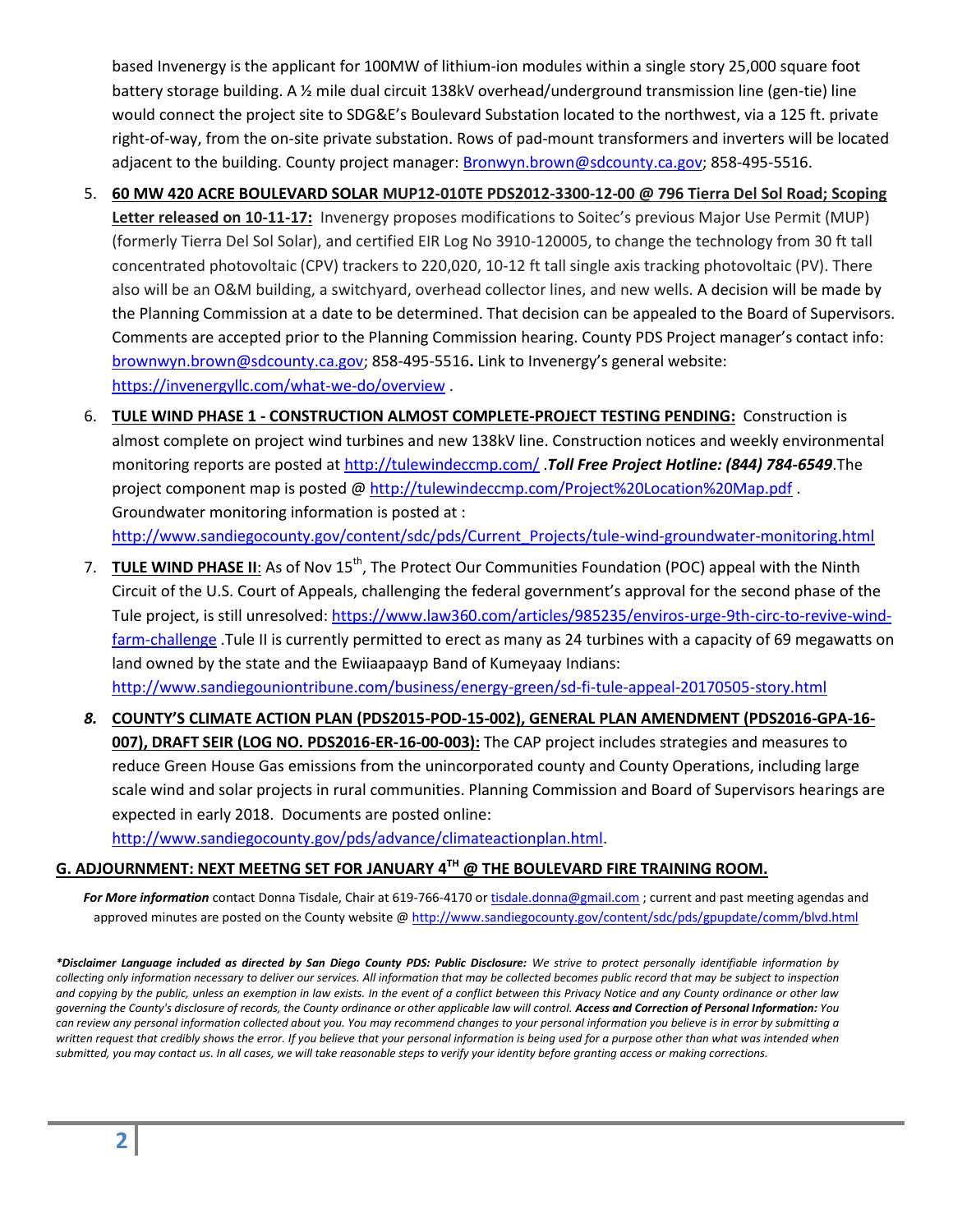based Invenergy is the applicant for 100MW of lithium-ion modules within a single story 25,000 square foot battery storage building. A ½ mile dual circuit 138kV overhead/underground transmission line (gen-tie) line would connect the project site to SDG&E's Boulevard Substation located to the northwest, via a 125 ft. private right-of-way, from the on-site private substation. Rows of pad-mount transformers and inverters will be located adjacent to the building. County project manager: Bronwyn.brown@sdcounty.ca.gov; 858-495-5516.

5. **60 MW 420 ACRE BOULEVARD SOLAR MUP12-010TE PDS2012-3300-12-00 @ 796 Tierra Del Sol Road; Scoping Letter released on 10-11-17:** Invenergy proposes modifications to Soitec's previous Major Use Permit (MUP) (formerly Tierra Del Sol Solar), and certified EIR Log No 3910-120005, to change the technology from 30 ft tall concentrated photovoltaic (CPV) trackers to 220,020, 10-12 ft tall single axis tracking photovoltaic (PV). There also will be an O&M building, a switchyard, overhead collector lines, and new wells. A decision will be made by the Planning Commission at a date to be determined. That decision can be appealed to the Board of Supervisors. Comments are accepted prior to the Planning Commission hearing. County PDS Project manager's contact info: brownwyn.brown@sdcounty.ca.gov; 858-495-5516**.** Link to Invenergy's general website: https://invenergyllc.com/what-we-do/overview .

6. **TULE WIND PHASE 1 - CONSTRUCTION ALMOST COMPLETE-PROJECT TESTING PENDING:** Construction is almost complete on project wind turbines and new 138kV line. Construction notices and weekly environmental monitoring reports are posted at http://tulewindeccmp.com/ .***Toll Free Project Hotline: (844) 784-6549***.The project component map is posted @ http://tulewindeccmp.com/Project%20Location%20Map.pdf . Groundwater monitoring information is posted at : http://www.sandiegocounty.gov/content/sdc/pds/Current_Projects/tule-wind-groundwater-monitoring.html

7. **TULE WIND PHASE II**: As of Nov 15th, The Protect Our Communities Foundation (POC) appeal with the Ninth Circuit of the U.S. Court of Appeals, challenging the federal government's approval for the second phase of the Tule project, is still unresolved: https://www.law360.com/articles/985235/enviros-urge-9th-circ-to-revive-wind-farm-challenge .Tule II is currently permitted to erect as many as 24 turbines with a capacity of 69 megawatts on land owned by the state and the Ewiiaapaayp Band of Kumeyaay Indians: http://www.sandiegouniontribune.com/business/energy-green/sd-fi-tule-appeal-20170505-story.html

8. **COUNTY'S CLIMATE ACTION PLAN (PDS2015-POD-15-002), GENERAL PLAN AMENDMENT (PDS2016-GPA-16-007), DRAFT SEIR (LOG NO. PDS2016-ER-16-00-003):** The CAP project includes strategies and measures to reduce Green House Gas emissions from the unincorporated county and County Operations, including large scale wind and solar projects in rural communities. Planning Commission and Board of Supervisors hearings are expected in early 2018. Documents are posted online: http://www.sandiegocounty.gov/pds/advance/climateactionplan.html.

## G. ADJOURNMENT: NEXT MEETNG SET FOR JANUARY 4TH @ THE BOULEVARD FIRE TRAINING ROOM.

***For More information*** contact Donna Tisdale, Chair at 619-766-4170 or tisdale.donna@gmail.com ; current and past meeting agendas and approved minutes are posted on the County website @ http://www.sandiegocounty.gov/content/sdc/pds/gpupdate/comm/blvd.html

***\*Disclaimer Language included as directed by San Diego County PDS: Public Disclosure:** We strive to protect personally identifiable information by collecting only information necessary to deliver our services. All information that may be collected becomes public record that may be subject to inspection and copying by the public, unless an exemption in law exists. In the event of a conflict between this Privacy Notice and any County ordinance or other law governing the County's disclosure of records, the County ordinance or other applicable law will control. **Access and Correction of Personal Information:** You can review any personal information collected about you. You may recommend changes to your personal information you believe is in error by submitting a written request that credibly shows the error. If you believe that your personal information is being used for a purpose other than what was intended when submitted, you may contact us. In all cases, we will take reasonable steps to verify your identity before granting access or making corrections.*